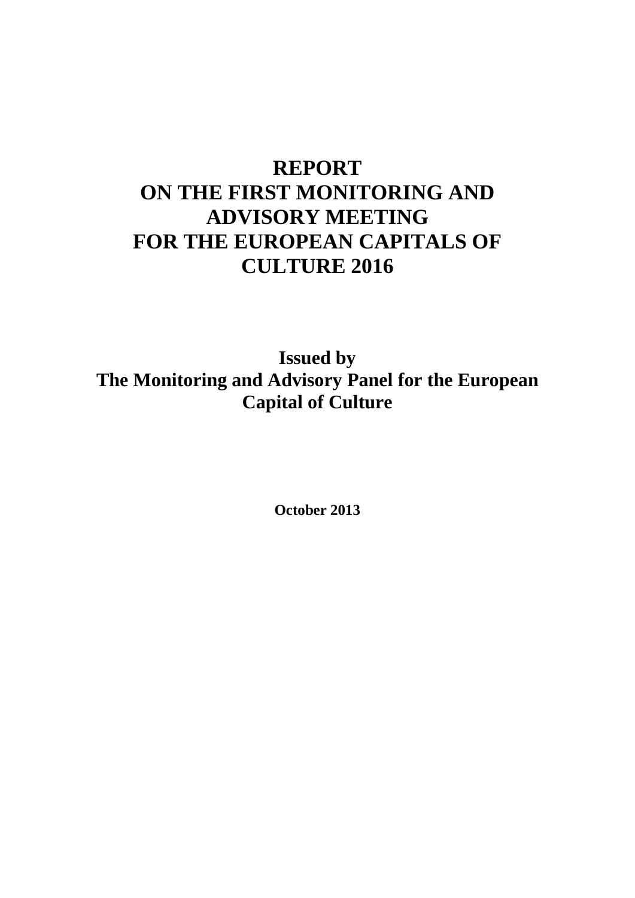# REPORT ON THE FIRST MONITORING AND ADVISORY MEETING FOR THE EUROPEAN CAPITALS OF CULTURE 2016

**Issued by**
**The Monitoring and Advisory Panel for the European Capital of Culture**

**October 2013**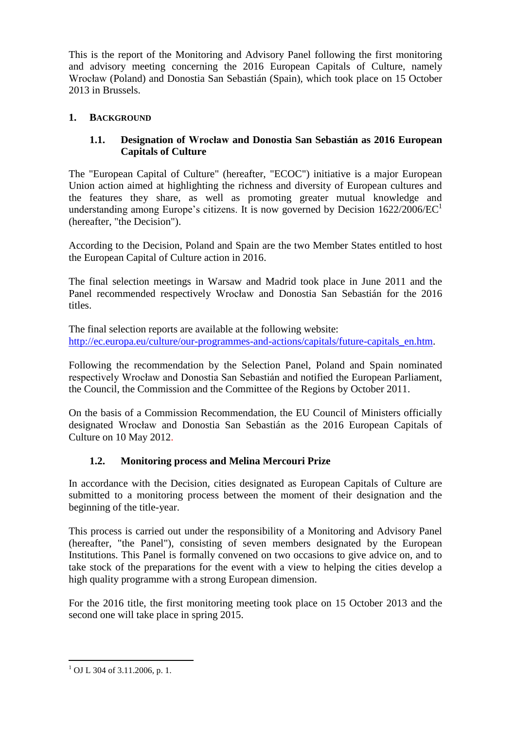This is the report of the Monitoring and Advisory Panel following the first monitoring and advisory meeting concerning the 2016 European Capitals of Culture, namely Wrocław (Poland) and Donostia San Sebastián (Spain), which took place on 15 October 2013 in Brussels.

## 1. Background

### 1.1. Designation of Wrocław and Donostia San Sebastián as 2016 European Capitals of Culture

The "European Capital of Culture" (hereafter, "ECOC") initiative is a major European Union action aimed at highlighting the richness and diversity of European cultures and the features they share, as well as promoting greater mutual knowledge and understanding among Europe's citizens. It is now governed by Decision 1622/2006/EC[1] (hereafter, "the Decision").

According to the Decision, Poland and Spain are the two Member States entitled to host the European Capital of Culture action in 2016.

The final selection meetings in Warsaw and Madrid took place in June 2011 and the Panel recommended respectively Wrocław and Donostia San Sebastián for the 2016 titles.

The final selection reports are available at the following website: http://ec.europa.eu/culture/our-programmes-and-actions/capitals/future-capitals_en.htm.

Following the recommendation by the Selection Panel, Poland and Spain nominated respectively Wrocław and Donostia San Sebastián and notified the European Parliament, the Council, the Commission and the Committee of the Regions by October 2011.

On the basis of a Commission Recommendation, the EU Council of Ministers officially designated Wrocław and Donostia San Sebastián as the 2016 European Capitals of Culture on 10 May 2012.

### 1.2. Monitoring process and Melina Mercouri Prize

In accordance with the Decision, cities designated as European Capitals of Culture are submitted to a monitoring process between the moment of their designation and the beginning of the title-year.

This process is carried out under the responsibility of a Monitoring and Advisory Panel (hereafter, "the Panel"), consisting of seven members designated by the European Institutions. This Panel is formally convened on two occasions to give advice on, and to take stock of the preparations for the event with a view to helping the cities develop a high quality programme with a strong European dimension.

For the 2016 title, the first monitoring meeting took place on 15 October 2013 and the second one will take place in spring 2015.

---

[1] OJ L 304 of 3.11.2006, p. 1.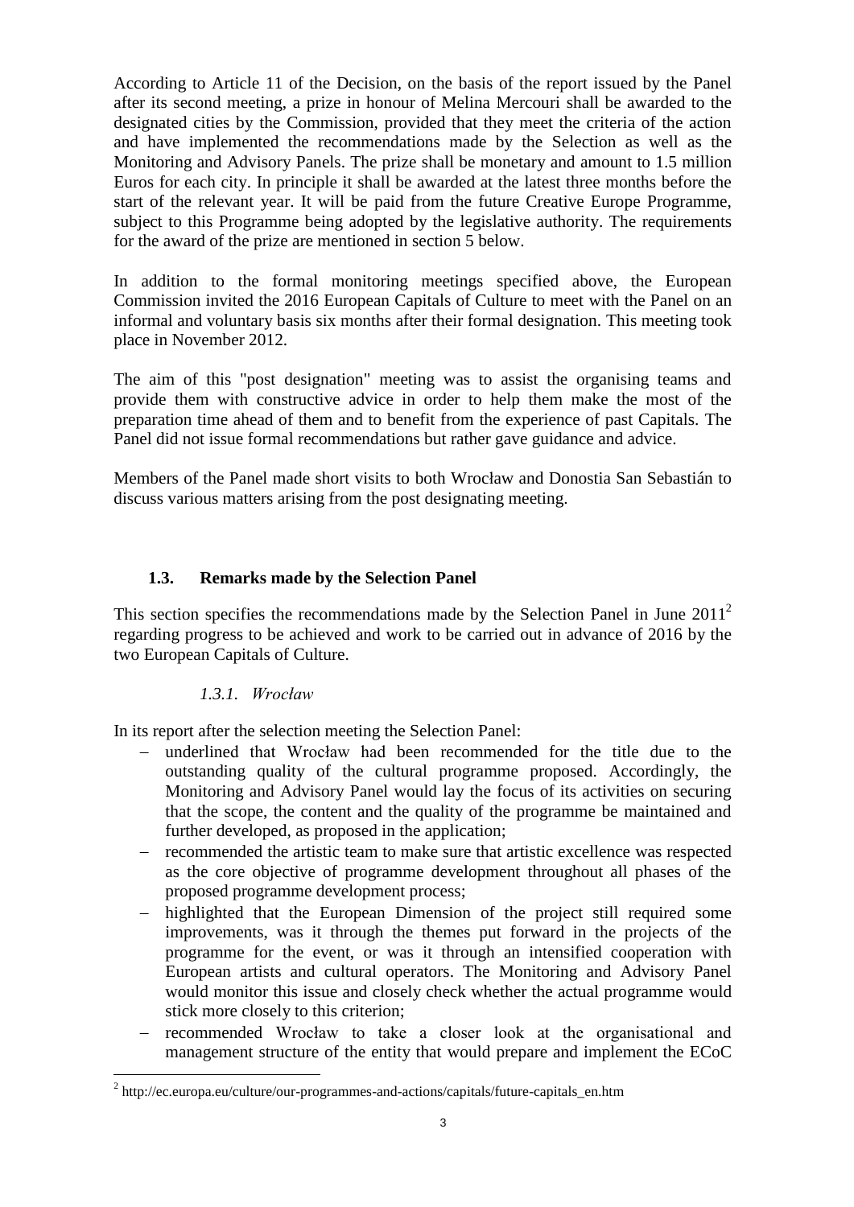According to Article 11 of the Decision, on the basis of the report issued by the Panel after its second meeting, a prize in honour of Melina Mercouri shall be awarded to the designated cities by the Commission, provided that they meet the criteria of the action and have implemented the recommendations made by the Selection as well as the Monitoring and Advisory Panels. The prize shall be monetary and amount to 1.5 million Euros for each city. In principle it shall be awarded at the latest three months before the start of the relevant year. It will be paid from the future Creative Europe Programme, subject to this Programme being adopted by the legislative authority. The requirements for the award of the prize are mentioned in section 5 below.

In addition to the formal monitoring meetings specified above, the European Commission invited the 2016 European Capitals of Culture to meet with the Panel on an informal and voluntary basis six months after their formal designation. This meeting took place in November 2012.

The aim of this "post designation" meeting was to assist the organising teams and provide them with constructive advice in order to help them make the most of the preparation time ahead of them and to benefit from the experience of past Capitals. The Panel did not issue formal recommendations but rather gave guidance and advice.

Members of the Panel made short visits to both Wrocław and Donostia San Sebastián to discuss various matters arising from the post designating meeting.

## 1.3. Remarks made by the Selection Panel

This section specifies the recommendations made by the Selection Panel in June 2011[2] regarding progress to be achieved and work to be carried out in advance of 2016 by the two European Capitals of Culture.

### *1.3.1. Wrocław*

In its report after the selection meeting the Selection Panel:

- underlined that Wrocław had been recommended for the title due to the outstanding quality of the cultural programme proposed. Accordingly, the Monitoring and Advisory Panel would lay the focus of its activities on securing that the scope, the content and the quality of the programme be maintained and further developed, as proposed in the application;
- recommended the artistic team to make sure that artistic excellence was respected as the core objective of programme development throughout all phases of the proposed programme development process;
- highlighted that the European Dimension of the project still required some improvements, was it through the themes put forward in the projects of the programme for the event, or was it through an intensified cooperation with European artists and cultural operators. The Monitoring and Advisory Panel would monitor this issue and closely check whether the actual programme would stick more closely to this criterion;
- recommended Wrocław to take a closer look at the organisational and management structure of the entity that would prepare and implement the ECoC

[2] http://ec.europa.eu/culture/our-programmes-and-actions/capitals/future-capitals_en.htm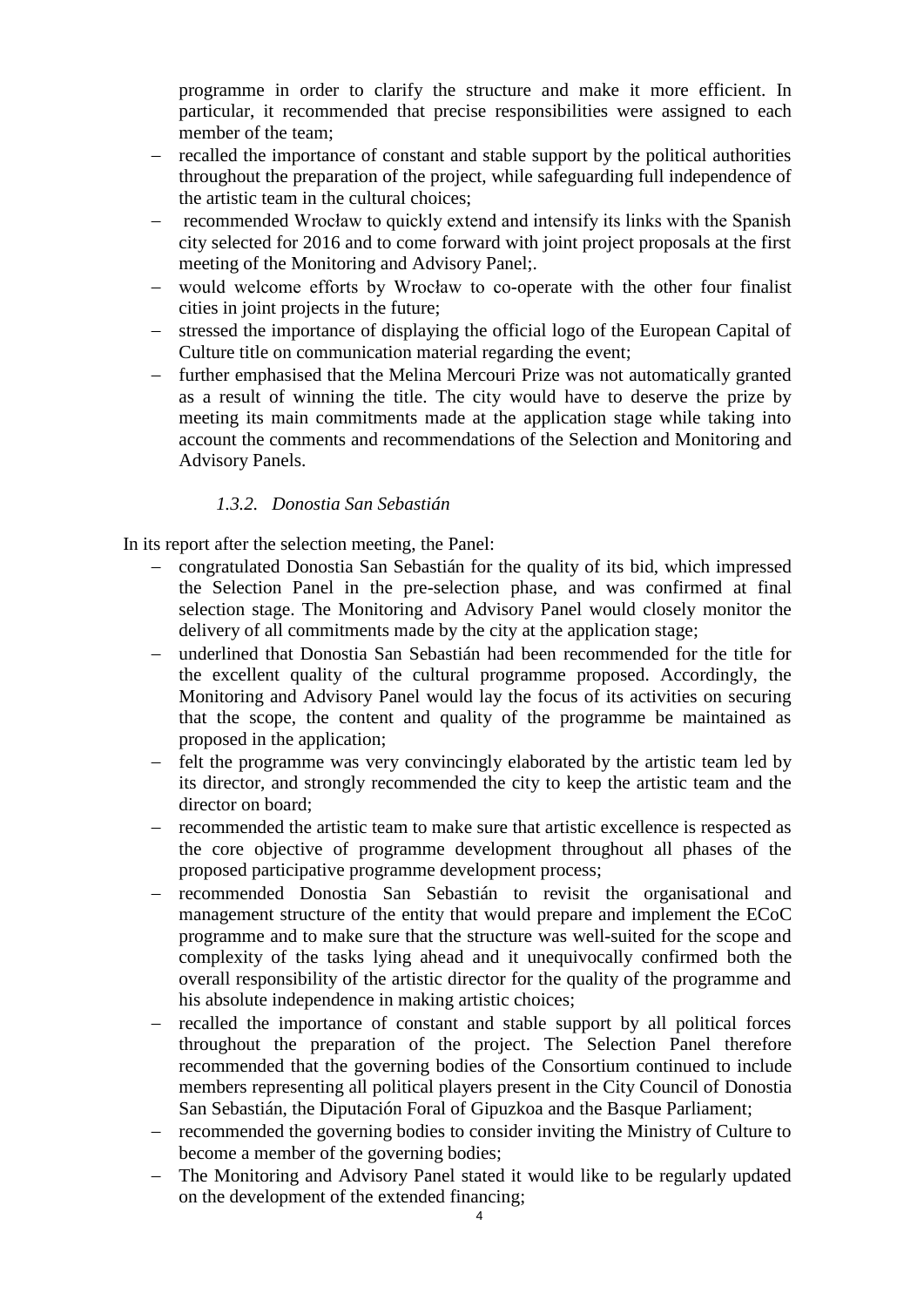programme in order to clarify the structure and make it more efficient. In particular, it recommended that precise responsibilities were assigned to each member of the team;

- recalled the importance of constant and stable support by the political authorities throughout the preparation of the project, while safeguarding full independence of the artistic team in the cultural choices;
- recommended Wrocław to quickly extend and intensify its links with the Spanish city selected for 2016 and to come forward with joint project proposals at the first meeting of the Monitoring and Advisory Panel;.
- would welcome efforts by Wrocław to co-operate with the other four finalist cities in joint projects in the future;
- stressed the importance of displaying the official logo of the European Capital of Culture title on communication material regarding the event;
- further emphasised that the Melina Mercouri Prize was not automatically granted as a result of winning the title. The city would have to deserve the prize by meeting its main commitments made at the application stage while taking into account the comments and recommendations of the Selection and Monitoring and Advisory Panels.

### *1.3.2. Donostia San Sebastián*

In its report after the selection meeting, the Panel:

- congratulated Donostia San Sebastián for the quality of its bid, which impressed the Selection Panel in the pre-selection phase, and was confirmed at final selection stage. The Monitoring and Advisory Panel would closely monitor the delivery of all commitments made by the city at the application stage;
- underlined that Donostia San Sebastián had been recommended for the title for the excellent quality of the cultural programme proposed. Accordingly, the Monitoring and Advisory Panel would lay the focus of its activities on securing that the scope, the content and quality of the programme be maintained as proposed in the application;
- felt the programme was very convincingly elaborated by the artistic team led by its director, and strongly recommended the city to keep the artistic team and the director on board;
- recommended the artistic team to make sure that artistic excellence is respected as the core objective of programme development throughout all phases of the proposed participative programme development process;
- recommended Donostia San Sebastián to revisit the organisational and management structure of the entity that would prepare and implement the ECoC programme and to make sure that the structure was well-suited for the scope and complexity of the tasks lying ahead and it unequivocally confirmed both the overall responsibility of the artistic director for the quality of the programme and his absolute independence in making artistic choices;
- recalled the importance of constant and stable support by all political forces throughout the preparation of the project. The Selection Panel therefore recommended that the governing bodies of the Consortium continued to include members representing all political players present in the City Council of Donostia San Sebastián, the Diputación Foral of Gipuzkoa and the Basque Parliament;
- recommended the governing bodies to consider inviting the Ministry of Culture to become a member of the governing bodies;
- The Monitoring and Advisory Panel stated it would like to be regularly updated on the development of the extended financing;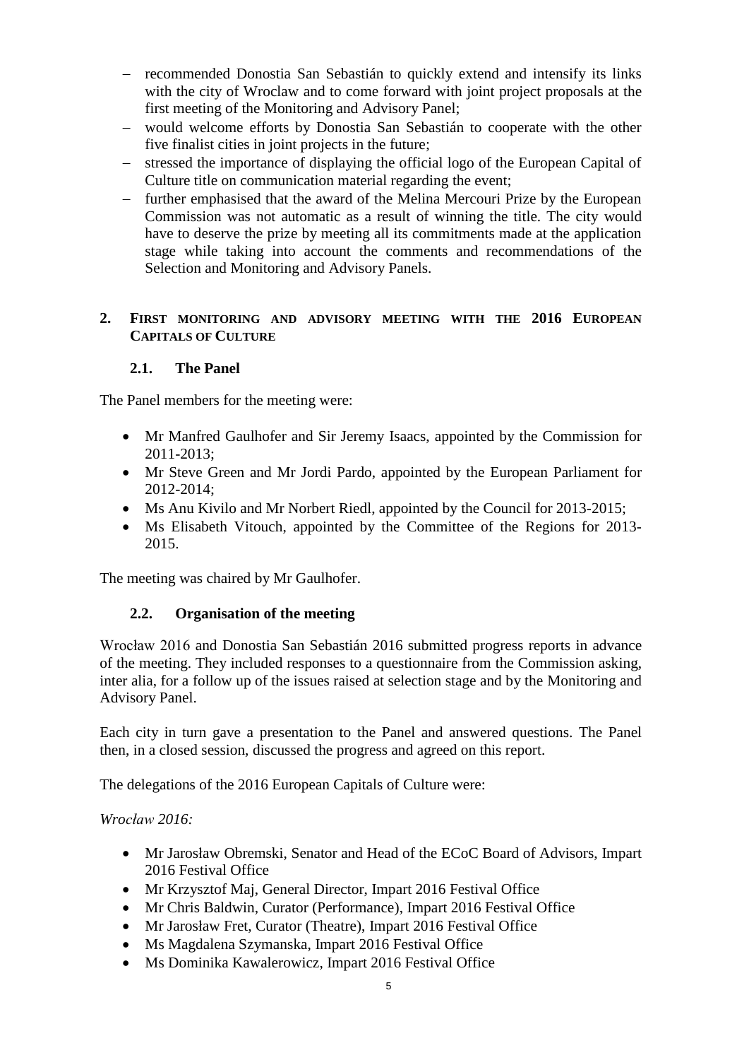- recommended Donostia San Sebastián to quickly extend and intensify its links with the city of Wroclaw and to come forward with joint project proposals at the first meeting of the Monitoring and Advisory Panel;
- would welcome efforts by Donostia San Sebastián to cooperate with the other five finalist cities in joint projects in the future;
- stressed the importance of displaying the official logo of the European Capital of Culture title on communication material regarding the event;
- further emphasised that the award of the Melina Mercouri Prize by the European Commission was not automatic as a result of winning the title. The city would have to deserve the prize by meeting all its commitments made at the application stage while taking into account the comments and recommendations of the Selection and Monitoring and Advisory Panels.

## 2. First monitoring and advisory meeting with the 2016 European Capitals of Culture

### 2.1. The Panel

The Panel members for the meeting were:

- Mr Manfred Gaulhofer and Sir Jeremy Isaacs, appointed by the Commission for 2011-2013;
- Mr Steve Green and Mr Jordi Pardo, appointed by the European Parliament for 2012-2014;
- Ms Anu Kivilo and Mr Norbert Riedl, appointed by the Council for 2013-2015;
- Ms Elisabeth Vitouch, appointed by the Committee of the Regions for 2013-2015.

The meeting was chaired by Mr Gaulhofer.

### 2.2. Organisation of the meeting

Wrocław 2016 and Donostia San Sebastián 2016 submitted progress reports in advance of the meeting. They included responses to a questionnaire from the Commission asking, inter alia, for a follow up of the issues raised at selection stage and by the Monitoring and Advisory Panel.

Each city in turn gave a presentation to the Panel and answered questions. The Panel then, in a closed session, discussed the progress and agreed on this report.

The delegations of the 2016 European Capitals of Culture were:

*Wrocław 2016:*

- Mr Jarosław Obremski, Senator and Head of the ECoC Board of Advisors, Impart 2016 Festival Office
- Mr Krzysztof Maj, General Director, Impart 2016 Festival Office
- Mr Chris Baldwin, Curator (Performance), Impart 2016 Festival Office
- Mr Jarosław Fret, Curator (Theatre), Impart 2016 Festival Office
- Ms Magdalena Szymanska, Impart 2016 Festival Office
- Ms Dominika Kawalerowicz, Impart 2016 Festival Office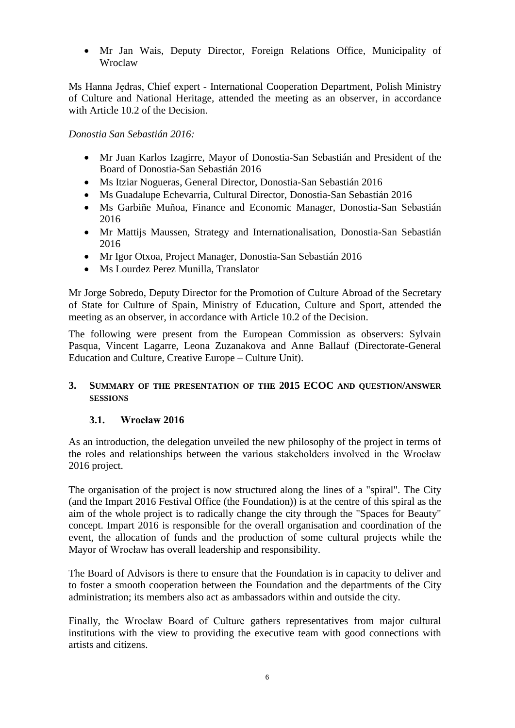- Mr Jan Wais, Deputy Director, Foreign Relations Office, Municipality of Wroclaw

Ms Hanna Jędras, Chief expert - International Cooperation Department, Polish Ministry of Culture and National Heritage, attended the meeting as an observer, in accordance with Article 10.2 of the Decision.

*Donostia San Sebastián 2016:*

- Mr Juan Karlos Izagirre, Mayor of Donostia-San Sebastián and President of the Board of Donostia-San Sebastián 2016
- Ms Itziar Nogueras, General Director, Donostia-San Sebastián 2016
- Ms Guadalupe Echevarria, Cultural Director, Donostia-San Sebastián 2016
- Ms Garbiñe Muñoa, Finance and Economic Manager, Donostia-San Sebastián 2016
- Mr Mattijs Maussen, Strategy and Internationalisation, Donostia-San Sebastián 2016
- Mr Igor Otxoa, Project Manager, Donostia-San Sebastián 2016
- Ms Lourdez Perez Munilla, Translator

Mr Jorge Sobredo, Deputy Director for the Promotion of Culture Abroad of the Secretary of State for Culture of Spain, Ministry of Education, Culture and Sport, attended the meeting as an observer, in accordance with Article 10.2 of the Decision.

The following were present from the European Commission as observers: Sylvain Pasqua, Vincent Lagarre, Leona Zuzanakova and Anne Ballauf (Directorate-General Education and Culture, Creative Europe – Culture Unit).

## 3. Summary of the presentation of the 2015 ECOC and question/answer sessions

### 3.1. Wrocław 2016

As an introduction, the delegation unveiled the new philosophy of the project in terms of the roles and relationships between the various stakeholders involved in the Wrocław 2016 project.

The organisation of the project is now structured along the lines of a "spiral". The City (and the Impart 2016 Festival Office (the Foundation)) is at the centre of this spiral as the aim of the whole project is to radically change the city through the "Spaces for Beauty" concept. Impart 2016 is responsible for the overall organisation and coordination of the event, the allocation of funds and the production of some cultural projects while the Mayor of Wrocław has overall leadership and responsibility.

The Board of Advisors is there to ensure that the Foundation is in capacity to deliver and to foster a smooth cooperation between the Foundation and the departments of the City administration; its members also act as ambassadors within and outside the city.

Finally, the Wrocław Board of Culture gathers representatives from major cultural institutions with the view to providing the executive team with good connections with artists and citizens.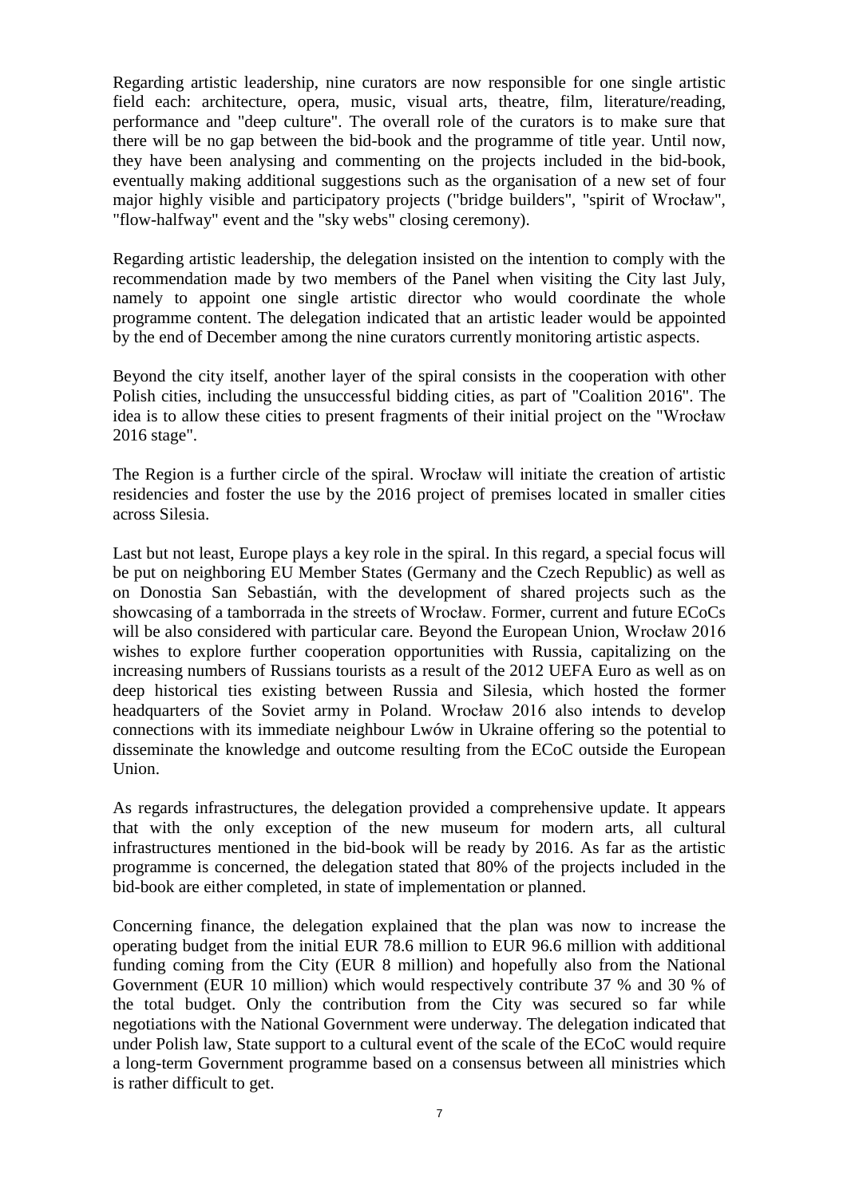Regarding artistic leadership, nine curators are now responsible for one single artistic field each: architecture, opera, music, visual arts, theatre, film, literature/reading, performance and "deep culture". The overall role of the curators is to make sure that there will be no gap between the bid-book and the programme of title year. Until now, they have been analysing and commenting on the projects included in the bid-book, eventually making additional suggestions such as the organisation of a new set of four major highly visible and participatory projects ("bridge builders", "spirit of Wrocław", "flow-halfway" event and the "sky webs" closing ceremony).

Regarding artistic leadership, the delegation insisted on the intention to comply with the recommendation made by two members of the Panel when visiting the City last July, namely to appoint one single artistic director who would coordinate the whole programme content. The delegation indicated that an artistic leader would be appointed by the end of December among the nine curators currently monitoring artistic aspects.

Beyond the city itself, another layer of the spiral consists in the cooperation with other Polish cities, including the unsuccessful bidding cities, as part of "Coalition 2016". The idea is to allow these cities to present fragments of their initial project on the "Wrocław 2016 stage".

The Region is a further circle of the spiral. Wrocław will initiate the creation of artistic residencies and foster the use by the 2016 project of premises located in smaller cities across Silesia.

Last but not least, Europe plays a key role in the spiral. In this regard, a special focus will be put on neighboring EU Member States (Germany and the Czech Republic) as well as on Donostia San Sebastián, with the development of shared projects such as the showcasing of a tamborrada in the streets of Wrocław. Former, current and future ECoCs will be also considered with particular care. Beyond the European Union, Wrocław 2016 wishes to explore further cooperation opportunities with Russia, capitalizing on the increasing numbers of Russians tourists as a result of the 2012 UEFA Euro as well as on deep historical ties existing between Russia and Silesia, which hosted the former headquarters of the Soviet army in Poland. Wrocław 2016 also intends to develop connections with its immediate neighbour Lwów in Ukraine offering so the potential to disseminate the knowledge and outcome resulting from the ECoC outside the European Union.

As regards infrastructures, the delegation provided a comprehensive update. It appears that with the only exception of the new museum for modern arts, all cultural infrastructures mentioned in the bid-book will be ready by 2016. As far as the artistic programme is concerned, the delegation stated that 80% of the projects included in the bid-book are either completed, in state of implementation or planned.

Concerning finance, the delegation explained that the plan was now to increase the operating budget from the initial EUR 78.6 million to EUR 96.6 million with additional funding coming from the City (EUR 8 million) and hopefully also from the National Government (EUR 10 million) which would respectively contribute 37 % and 30 % of the total budget. Only the contribution from the City was secured so far while negotiations with the National Government were underway. The delegation indicated that under Polish law, State support to a cultural event of the scale of the ECoC would require a long-term Government programme based on a consensus between all ministries which is rather difficult to get.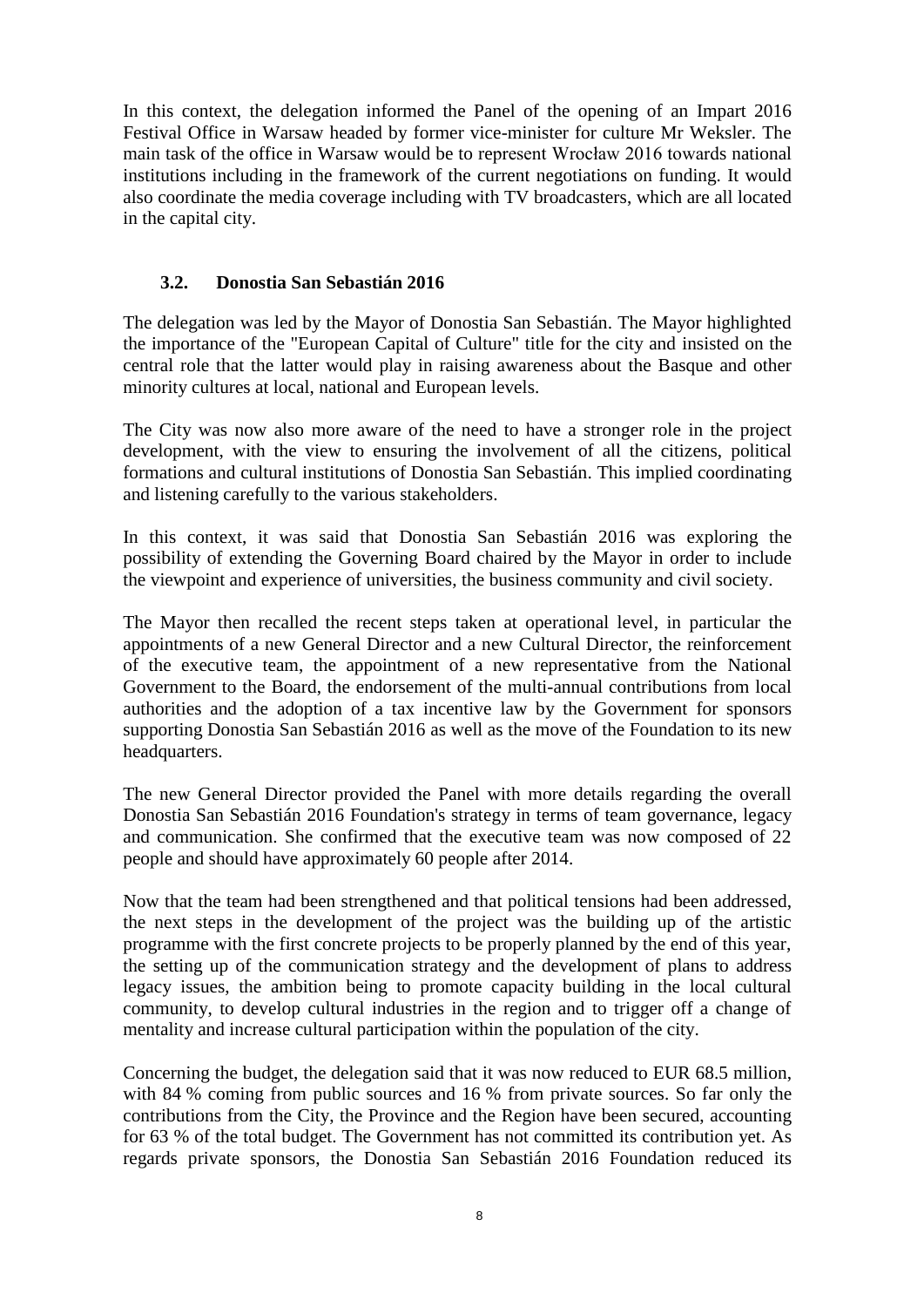In this context, the delegation informed the Panel of the opening of an Impart 2016 Festival Office in Warsaw headed by former vice-minister for culture Mr Weksler. The main task of the office in Warsaw would be to represent Wrocław 2016 towards national institutions including in the framework of the current negotiations on funding. It would also coordinate the media coverage including with TV broadcasters, which are all located in the capital city.

### 3.2. Donostia San Sebastián 2016

The delegation was led by the Mayor of Donostia San Sebastián. The Mayor highlighted the importance of the "European Capital of Culture" title for the city and insisted on the central role that the latter would play in raising awareness about the Basque and other minority cultures at local, national and European levels.

The City was now also more aware of the need to have a stronger role in the project development, with the view to ensuring the involvement of all the citizens, political formations and cultural institutions of Donostia San Sebastián. This implied coordinating and listening carefully to the various stakeholders.

In this context, it was said that Donostia San Sebastián 2016 was exploring the possibility of extending the Governing Board chaired by the Mayor in order to include the viewpoint and experience of universities, the business community and civil society.

The Mayor then recalled the recent steps taken at operational level, in particular the appointments of a new General Director and a new Cultural Director, the reinforcement of the executive team, the appointment of a new representative from the National Government to the Board, the endorsement of the multi-annual contributions from local authorities and the adoption of a tax incentive law by the Government for sponsors supporting Donostia San Sebastián 2016 as well as the move of the Foundation to its new headquarters.

The new General Director provided the Panel with more details regarding the overall Donostia San Sebastián 2016 Foundation's strategy in terms of team governance, legacy and communication. She confirmed that the executive team was now composed of 22 people and should have approximately 60 people after 2014.

Now that the team had been strengthened and that political tensions had been addressed, the next steps in the development of the project was the building up of the artistic programme with the first concrete projects to be properly planned by the end of this year, the setting up of the communication strategy and the development of plans to address legacy issues, the ambition being to promote capacity building in the local cultural community, to develop cultural industries in the region and to trigger off a change of mentality and increase cultural participation within the population of the city.

Concerning the budget, the delegation said that it was now reduced to EUR 68.5 million, with 84 % coming from public sources and 16 % from private sources. So far only the contributions from the City, the Province and the Region have been secured, accounting for 63 % of the total budget. The Government has not committed its contribution yet. As regards private sponsors, the Donostia San Sebastián 2016 Foundation reduced its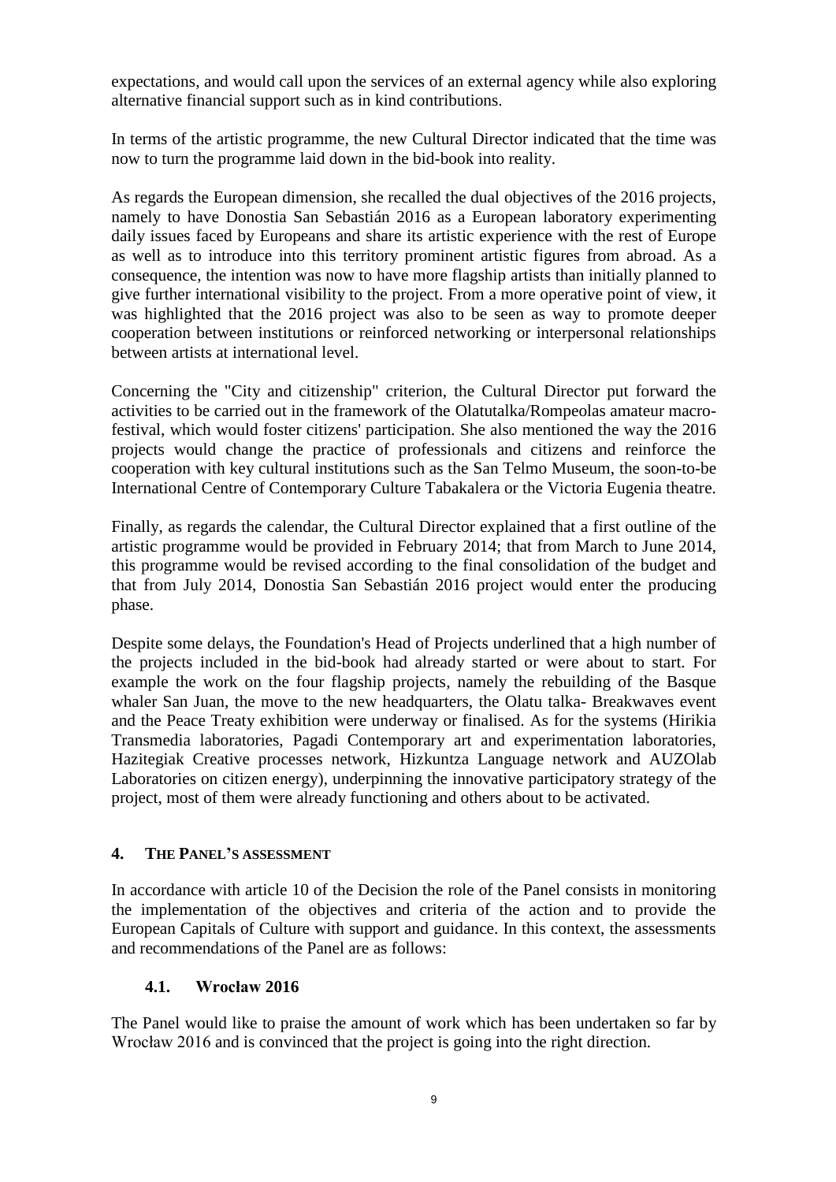expectations, and would call upon the services of an external agency while also exploring alternative financial support such as in kind contributions.

In terms of the artistic programme, the new Cultural Director indicated that the time was now to turn the programme laid down in the bid-book into reality.

As regards the European dimension, she recalled the dual objectives of the 2016 projects, namely to have Donostia San Sebastián 2016 as a European laboratory experimenting daily issues faced by Europeans and share its artistic experience with the rest of Europe as well as to introduce into this territory prominent artistic figures from abroad. As a consequence, the intention was now to have more flagship artists than initially planned to give further international visibility to the project. From a more operative point of view, it was highlighted that the 2016 project was also to be seen as way to promote deeper cooperation between institutions or reinforced networking or interpersonal relationships between artists at international level.

Concerning the "City and citizenship" criterion, the Cultural Director put forward the activities to be carried out in the framework of the Olatutalka/Rompeolas amateur macro-festival, which would foster citizens' participation. She also mentioned the way the 2016 projects would change the practice of professionals and citizens and reinforce the cooperation with key cultural institutions such as the San Telmo Museum, the soon-to-be International Centre of Contemporary Culture Tabakalera or the Victoria Eugenia theatre.

Finally, as regards the calendar, the Cultural Director explained that a first outline of the artistic programme would be provided in February 2014; that from March to June 2014, this programme would be revised according to the final consolidation of the budget and that from July 2014, Donostia San Sebastián 2016 project would enter the producing phase.

Despite some delays, the Foundation's Head of Projects underlined that a high number of the projects included in the bid-book had already started or were about to start. For example the work on the four flagship projects, namely the rebuilding of the Basque whaler San Juan, the move to the new headquarters, the Olatu talka- Breakwaves event and the Peace Treaty exhibition were underway or finalised. As for the systems (Hirikia Transmedia laboratories, Pagadi Contemporary art and experimentation laboratories, Hazitegiak Creative processes network, Hizkuntza Language network and AUZOlab Laboratories on citizen energy), underpinning the innovative participatory strategy of the project, most of them were already functioning and others about to be activated.

## 4. THE PANEL'S ASSESSMENT

In accordance with article 10 of the Decision the role of the Panel consists in monitoring the implementation of the objectives and criteria of the action and to provide the European Capitals of Culture with support and guidance. In this context, the assessments and recommendations of the Panel are as follows:

### 4.1. Wrocław 2016

The Panel would like to praise the amount of work which has been undertaken so far by Wrocław 2016 and is convinced that the project is going into the right direction.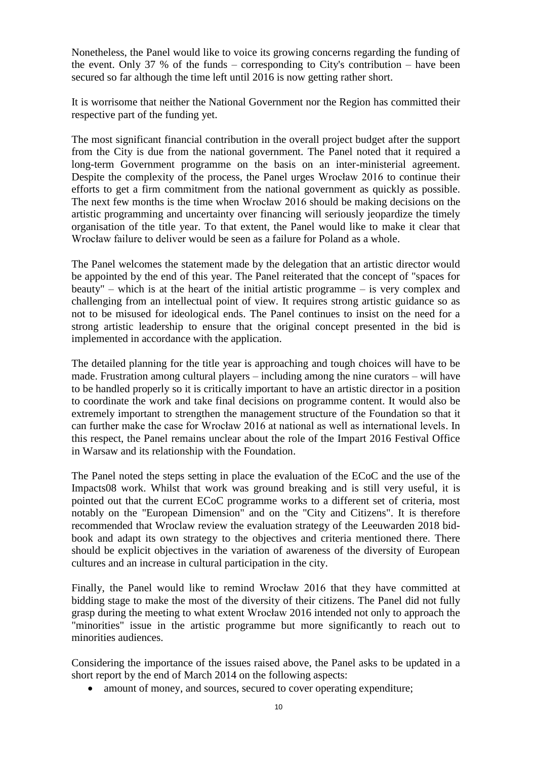Nonetheless, the Panel would like to voice its growing concerns regarding the funding of the event. Only 37 % of the funds – corresponding to City's contribution – have been secured so far although the time left until 2016 is now getting rather short.

It is worrisome that neither the National Government nor the Region has committed their respective part of the funding yet.

The most significant financial contribution in the overall project budget after the support from the City is due from the national government. The Panel noted that it required a long-term Government programme on the basis on an inter-ministerial agreement. Despite the complexity of the process, the Panel urges Wrocław 2016 to continue their efforts to get a firm commitment from the national government as quickly as possible. The next few months is the time when Wrocław 2016 should be making decisions on the artistic programming and uncertainty over financing will seriously jeopardize the timely organisation of the title year. To that extent, the Panel would like to make it clear that Wrocław failure to deliver would be seen as a failure for Poland as a whole.

The Panel welcomes the statement made by the delegation that an artistic director would be appointed by the end of this year. The Panel reiterated that the concept of "spaces for beauty" – which is at the heart of the initial artistic programme – is very complex and challenging from an intellectual point of view. It requires strong artistic guidance so as not to be misused for ideological ends. The Panel continues to insist on the need for a strong artistic leadership to ensure that the original concept presented in the bid is implemented in accordance with the application.

The detailed planning for the title year is approaching and tough choices will have to be made. Frustration among cultural players – including among the nine curators – will have to be handled properly so it is critically important to have an artistic director in a position to coordinate the work and take final decisions on programme content. It would also be extremely important to strengthen the management structure of the Foundation so that it can further make the case for Wrocław 2016 at national as well as international levels. In this respect, the Panel remains unclear about the role of the Impart 2016 Festival Office in Warsaw and its relationship with the Foundation.

The Panel noted the steps setting in place the evaluation of the ECoC and the use of the Impacts08 work. Whilst that work was ground breaking and is still very useful, it is pointed out that the current ECoC programme works to a different set of criteria, most notably on the "European Dimension" and on the "City and Citizens". It is therefore recommended that Wroclaw review the evaluation strategy of the Leeuwarden 2018 bid-book and adapt its own strategy to the objectives and criteria mentioned there. There should be explicit objectives in the variation of awareness of the diversity of European cultures and an increase in cultural participation in the city.

Finally, the Panel would like to remind Wrocław 2016 that they have committed at bidding stage to make the most of the diversity of their citizens. The Panel did not fully grasp during the meeting to what extent Wrocław 2016 intended not only to approach the "minorities" issue in the artistic programme but more significantly to reach out to minorities audiences.

Considering the importance of the issues raised above, the Panel asks to be updated in a short report by the end of March 2014 on the following aspects:

- amount of money, and sources, secured to cover operating expenditure;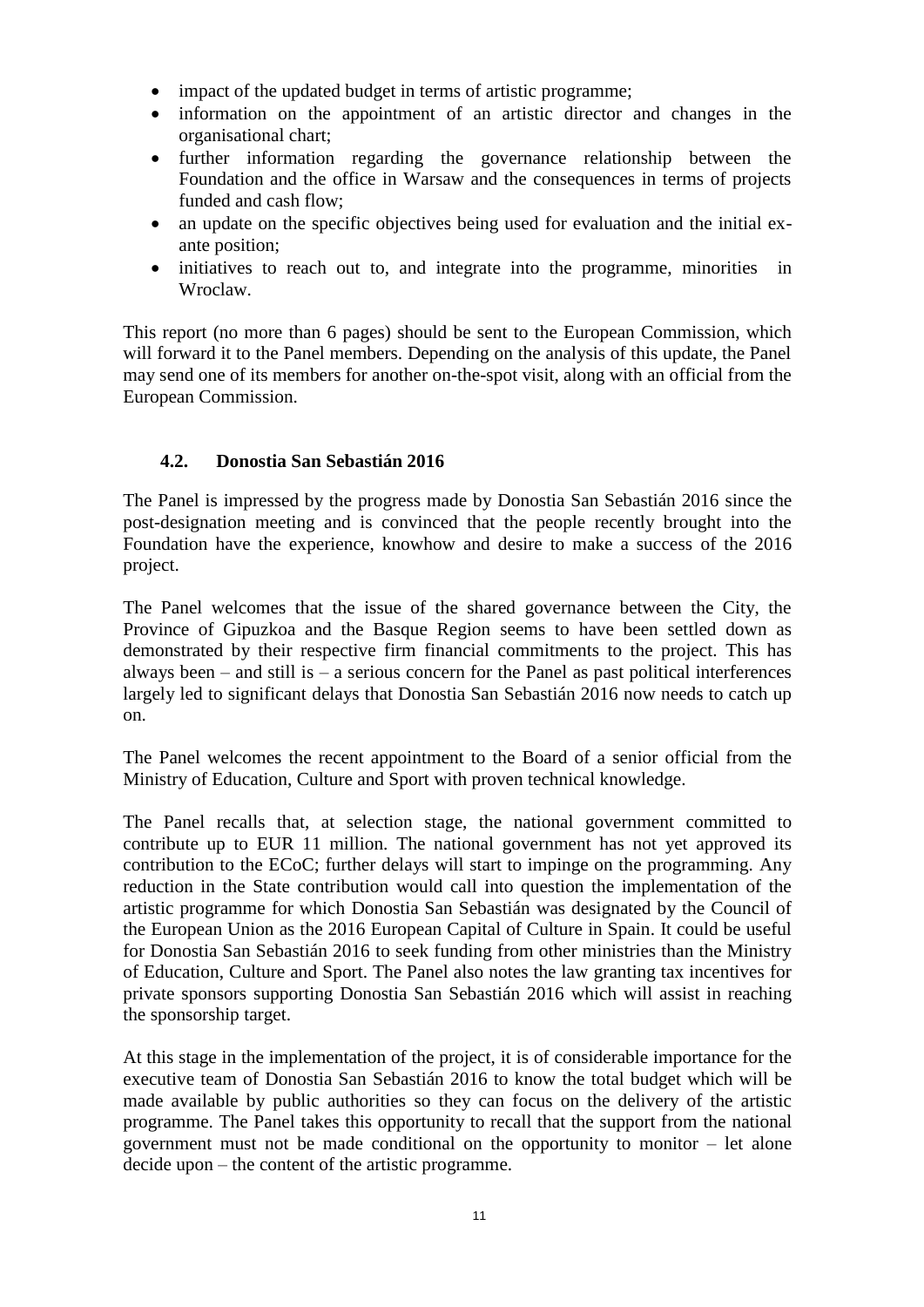- impact of the updated budget in terms of artistic programme;
- information on the appointment of an artistic director and changes in the organisational chart;
- further information regarding the governance relationship between the Foundation and the office in Warsaw and the consequences in terms of projects funded and cash flow;
- an update on the specific objectives being used for evaluation and the initial ex-ante position;
- initiatives to reach out to, and integrate into the programme, minorities in Wroclaw.

This report (no more than 6 pages) should be sent to the European Commission, which will forward it to the Panel members. Depending on the analysis of this update, the Panel may send one of its members for another on-the-spot visit, along with an official from the European Commission.

### 4.2. Donostia San Sebastián 2016

The Panel is impressed by the progress made by Donostia San Sebastián 2016 since the post-designation meeting and is convinced that the people recently brought into the Foundation have the experience, knowhow and desire to make a success of the 2016 project.

The Panel welcomes that the issue of the shared governance between the City, the Province of Gipuzkoa and the Basque Region seems to have been settled down as demonstrated by their respective firm financial commitments to the project. This has always been – and still is – a serious concern for the Panel as past political interferences largely led to significant delays that Donostia San Sebastián 2016 now needs to catch up on.

The Panel welcomes the recent appointment to the Board of a senior official from the Ministry of Education, Culture and Sport with proven technical knowledge.

The Panel recalls that, at selection stage, the national government committed to contribute up to EUR 11 million. The national government has not yet approved its contribution to the ECoC; further delays will start to impinge on the programming. Any reduction in the State contribution would call into question the implementation of the artistic programme for which Donostia San Sebastián was designated by the Council of the European Union as the 2016 European Capital of Culture in Spain. It could be useful for Donostia San Sebastián 2016 to seek funding from other ministries than the Ministry of Education, Culture and Sport. The Panel also notes the law granting tax incentives for private sponsors supporting Donostia San Sebastián 2016 which will assist in reaching the sponsorship target.

At this stage in the implementation of the project, it is of considerable importance for the executive team of Donostia San Sebastián 2016 to know the total budget which will be made available by public authorities so they can focus on the delivery of the artistic programme. The Panel takes this opportunity to recall that the support from the national government must not be made conditional on the opportunity to monitor – let alone decide upon – the content of the artistic programme.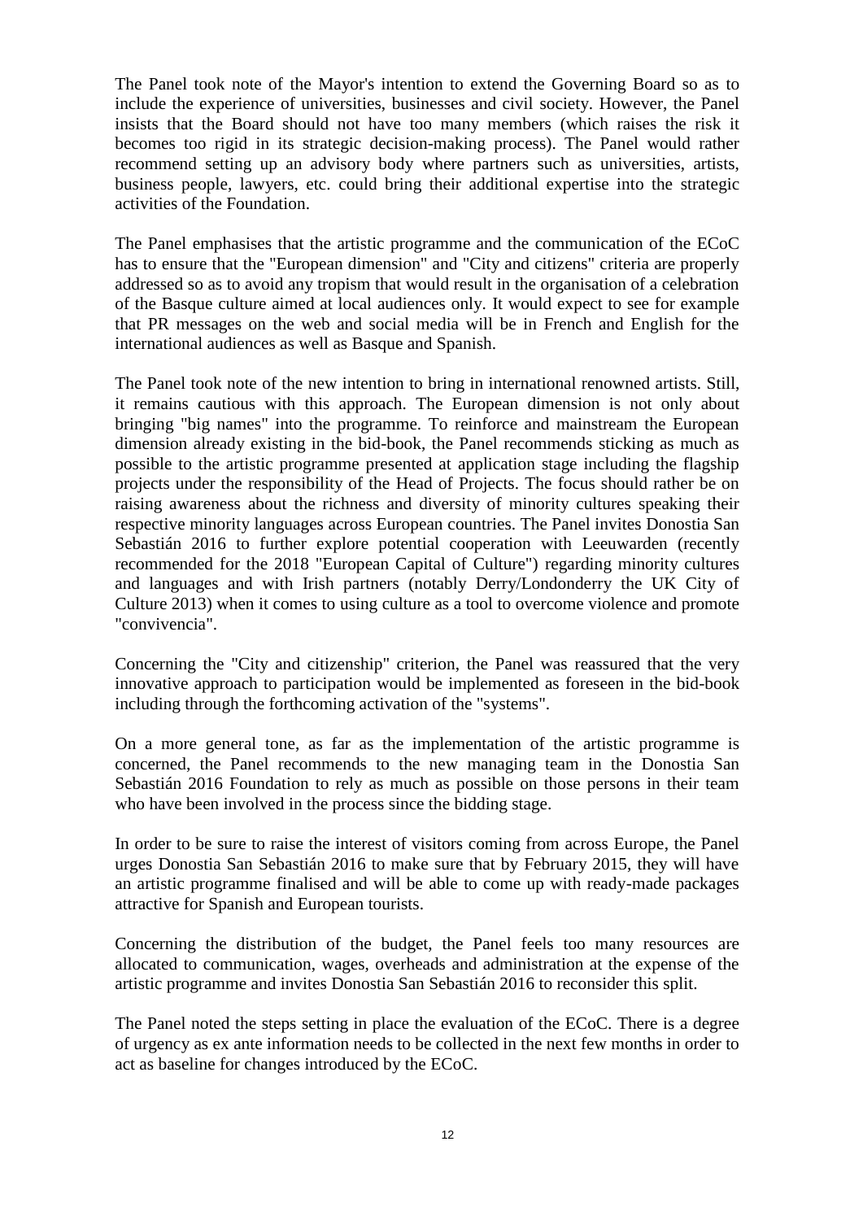The Panel took note of the Mayor's intention to extend the Governing Board so as to include the experience of universities, businesses and civil society. However, the Panel insists that the Board should not have too many members (which raises the risk it becomes too rigid in its strategic decision-making process). The Panel would rather recommend setting up an advisory body where partners such as universities, artists, business people, lawyers, etc. could bring their additional expertise into the strategic activities of the Foundation.

The Panel emphasises that the artistic programme and the communication of the ECoC has to ensure that the "European dimension" and "City and citizens" criteria are properly addressed so as to avoid any tropism that would result in the organisation of a celebration of the Basque culture aimed at local audiences only. It would expect to see for example that PR messages on the web and social media will be in French and English for the international audiences as well as Basque and Spanish.

The Panel took note of the new intention to bring in international renowned artists. Still, it remains cautious with this approach. The European dimension is not only about bringing "big names" into the programme. To reinforce and mainstream the European dimension already existing in the bid-book, the Panel recommends sticking as much as possible to the artistic programme presented at application stage including the flagship projects under the responsibility of the Head of Projects. The focus should rather be on raising awareness about the richness and diversity of minority cultures speaking their respective minority languages across European countries. The Panel invites Donostia San Sebastián 2016 to further explore potential cooperation with Leeuwarden (recently recommended for the 2018 "European Capital of Culture") regarding minority cultures and languages and with Irish partners (notably Derry/Londonderry the UK City of Culture 2013) when it comes to using culture as a tool to overcome violence and promote "convivencia".

Concerning the "City and citizenship" criterion, the Panel was reassured that the very innovative approach to participation would be implemented as foreseen in the bid-book including through the forthcoming activation of the "systems".

On a more general tone, as far as the implementation of the artistic programme is concerned, the Panel recommends to the new managing team in the Donostia San Sebastián 2016 Foundation to rely as much as possible on those persons in their team who have been involved in the process since the bidding stage.

In order to be sure to raise the interest of visitors coming from across Europe, the Panel urges Donostia San Sebastián 2016 to make sure that by February 2015, they will have an artistic programme finalised and will be able to come up with ready-made packages attractive for Spanish and European tourists.

Concerning the distribution of the budget, the Panel feels too many resources are allocated to communication, wages, overheads and administration at the expense of the artistic programme and invites Donostia San Sebastián 2016 to reconsider this split.

The Panel noted the steps setting in place the evaluation of the ECoC. There is a degree of urgency as ex ante information needs to be collected in the next few months in order to act as baseline for changes introduced by the ECoC.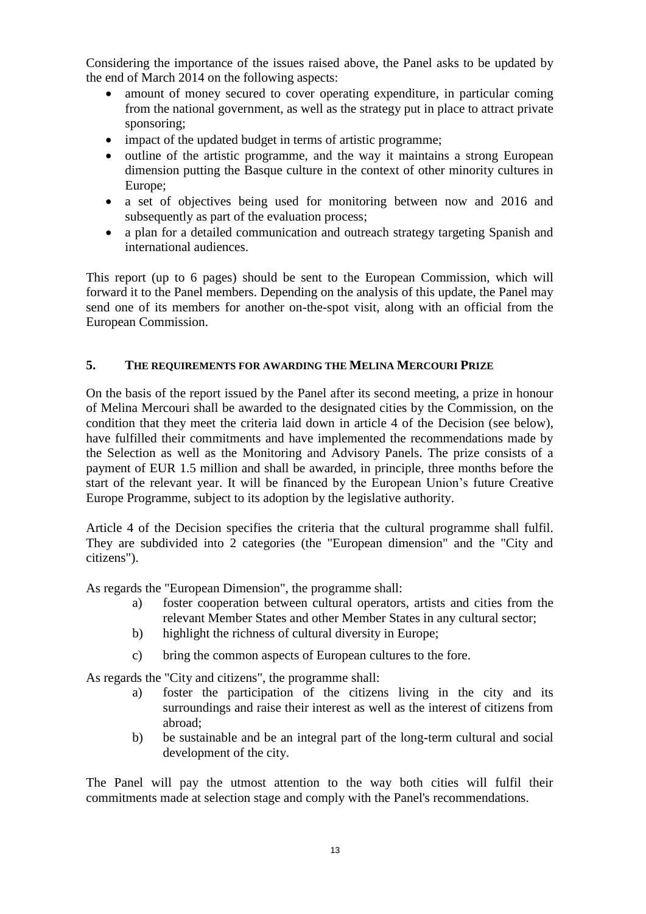Considering the importance of the issues raised above, the Panel asks to be updated by the end of March 2014 on the following aspects:

- amount of money secured to cover operating expenditure, in particular coming from the national government, as well as the strategy put in place to attract private sponsoring;
- impact of the updated budget in terms of artistic programme;
- outline of the artistic programme, and the way it maintains a strong European dimension putting the Basque culture in the context of other minority cultures in Europe;
- a set of objectives being used for monitoring between now and 2016 and subsequently as part of the evaluation process;
- a plan for a detailed communication and outreach strategy targeting Spanish and international audiences.

This report (up to 6 pages) should be sent to the European Commission, which will forward it to the Panel members. Depending on the analysis of this update, the Panel may send one of its members for another on-the-spot visit, along with an official from the European Commission.

## 5. THE REQUIREMENTS FOR AWARDING THE MELINA MERCOURI PRIZE

On the basis of the report issued by the Panel after its second meeting, a prize in honour of Melina Mercouri shall be awarded to the designated cities by the Commission, on the condition that they meet the criteria laid down in article 4 of the Decision (see below), have fulfilled their commitments and have implemented the recommendations made by the Selection as well as the Monitoring and Advisory Panels. The prize consists of a payment of EUR 1.5 million and shall be awarded, in principle, three months before the start of the relevant year. It will be financed by the European Union's future Creative Europe Programme, subject to its adoption by the legislative authority.

Article 4 of the Decision specifies the criteria that the cultural programme shall fulfil. They are subdivided into 2 categories (the "European dimension" and the "City and citizens").

As regards the "European Dimension", the programme shall:

a) foster cooperation between cultural operators, artists and cities from the relevant Member States and other Member States in any cultural sector;

b) highlight the richness of cultural diversity in Europe;

c) bring the common aspects of European cultures to the fore.

As regards the "City and citizens", the programme shall:

a) foster the participation of the citizens living in the city and its surroundings and raise their interest as well as the interest of citizens from abroad;

b) be sustainable and be an integral part of the long-term cultural and social development of the city.

The Panel will pay the utmost attention to the way both cities will fulfil their commitments made at selection stage and comply with the Panel's recommendations.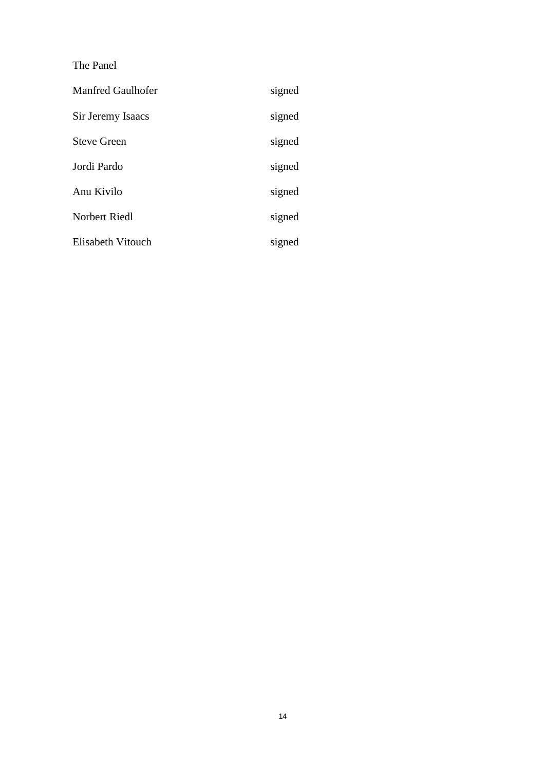The Panel

| | |
|---|---|
| Manfred Gaulhofer | signed |
| Sir Jeremy Isaacs | signed |
| Steve Green | signed |
| Jordi Pardo | signed |
| Anu Kivilo | signed |
| Norbert Riedl | signed |
| Elisabeth Vitouch | signed |